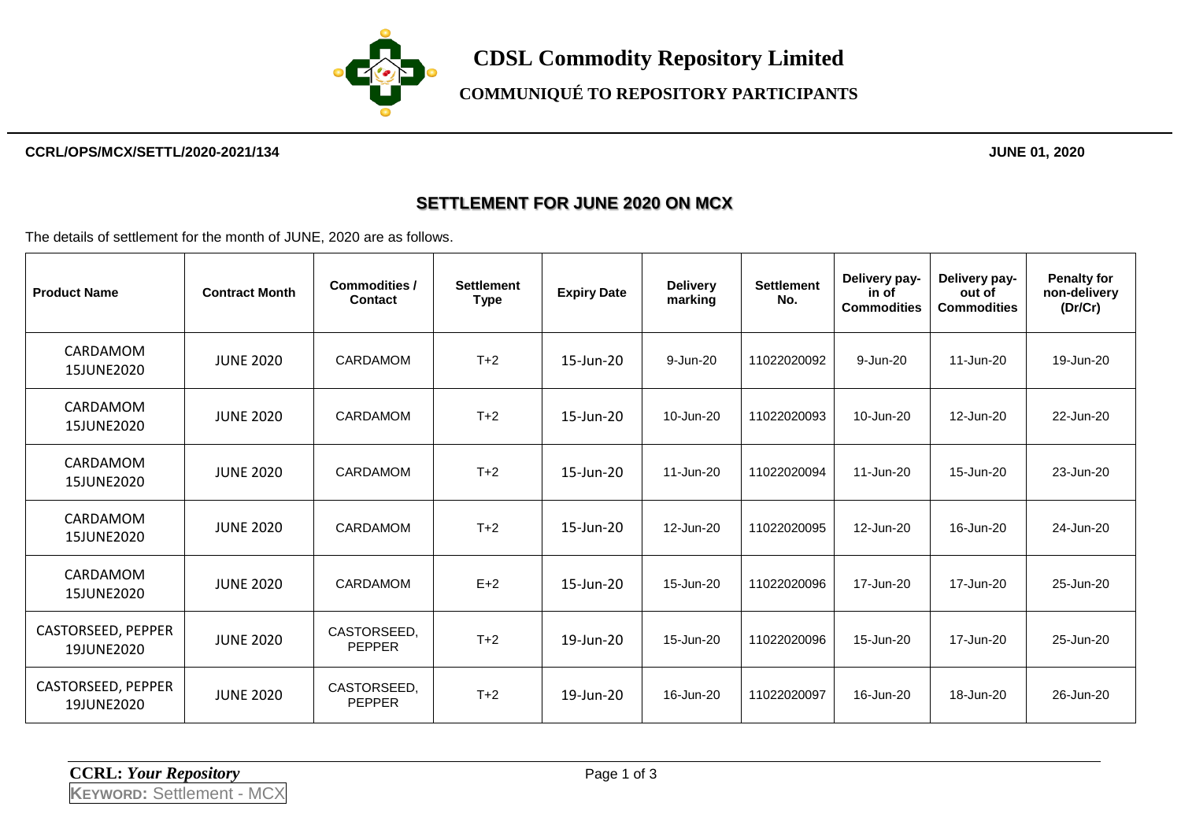# CDSL Commodity Repository Limited

## COMMUNIQUÉ TO REPOSITORY PARTICIPANTS

**CCRL/OPS/MCX/SETTL/2020-2021/134** **JUNE 01, 2020**

## SETTLEMENT FOR JUNE 2020 ON MCX

The details of settlement for the month of JUNE, 2020 are as follows.

| Product Name | Contract Month | Commodities / Contact | Settlement Type | Expiry Date | Delivery marking | Settlement No. | Delivery pay-in of Commodities | Delivery pay-out of Commodities | Penalty for non-delivery (Dr/Cr) |
|---|---|---|---|---|---|---|---|---|---|
| CARDAMOM 15JUNE2020 | JUNE 2020 | CARDAMOM | T+2 | 15-Jun-20 | 9-Jun-20 | 11022020092 | 9-Jun-20 | 11-Jun-20 | 19-Jun-20 |
| CARDAMOM 15JUNE2020 | JUNE 2020 | CARDAMOM | T+2 | 15-Jun-20 | 10-Jun-20 | 11022020093 | 10-Jun-20 | 12-Jun-20 | 22-Jun-20 |
| CARDAMOM 15JUNE2020 | JUNE 2020 | CARDAMOM | T+2 | 15-Jun-20 | 11-Jun-20 | 11022020094 | 11-Jun-20 | 15-Jun-20 | 23-Jun-20 |
| CARDAMOM 15JUNE2020 | JUNE 2020 | CARDAMOM | T+2 | 15-Jun-20 | 12-Jun-20 | 11022020095 | 12-Jun-20 | 16-Jun-20 | 24-Jun-20 |
| CARDAMOM 15JUNE2020 | JUNE 2020 | CARDAMOM | E+2 | 15-Jun-20 | 15-Jun-20 | 11022020096 | 17-Jun-20 | 17-Jun-20 | 25-Jun-20 |
| CASTORSEED, PEPPER 19JUNE2020 | JUNE 2020 | CASTORSEED, PEPPER | T+2 | 19-Jun-20 | 15-Jun-20 | 11022020096 | 15-Jun-20 | 17-Jun-20 | 25-Jun-20 |
| CASTORSEED, PEPPER 19JUNE2020 | JUNE 2020 | CASTORSEED, PEPPER | T+2 | 19-Jun-20 | 16-Jun-20 | 11022020097 | 16-Jun-20 | 18-Jun-20 | 26-Jun-20 |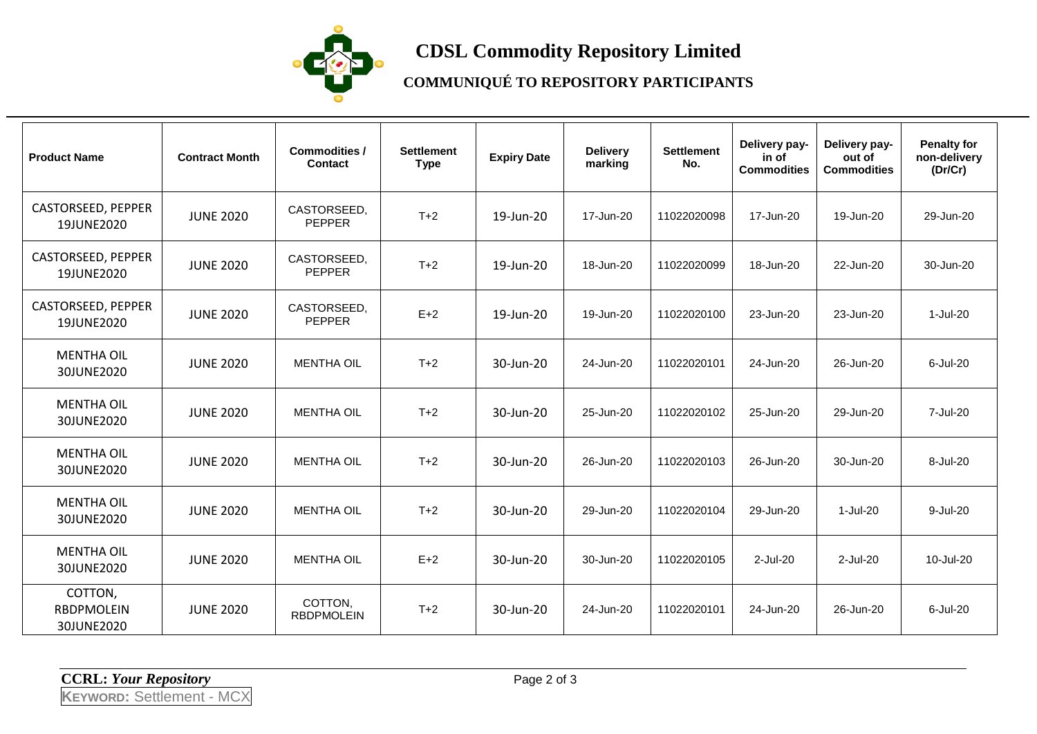# CDSL Commodity Repository Limited

## COMMUNIQUÉ TO REPOSITORY PARTICIPANTS

| Product Name | Contract Month | Commodities / Contact | Settlement Type | Expiry Date | Delivery marking | Settlement No. | Delivery pay-in of Commodities | Delivery pay-out of Commodities | Penalty for non-delivery (Dr/Cr) |
|---|---|---|---|---|---|---|---|---|---|
| CASTORSEED, PEPPER 19JUNE2020 | JUNE 2020 | CASTORSEED, PEPPER | T+2 | 19-Jun-20 | 17-Jun-20 | 11022020098 | 17-Jun-20 | 19-Jun-20 | 29-Jun-20 |
| CASTORSEED, PEPPER 19JUNE2020 | JUNE 2020 | CASTORSEED, PEPPER | T+2 | 19-Jun-20 | 18-Jun-20 | 11022020099 | 18-Jun-20 | 22-Jun-20 | 30-Jun-20 |
| CASTORSEED, PEPPER 19JUNE2020 | JUNE 2020 | CASTORSEED, PEPPER | E+2 | 19-Jun-20 | 19-Jun-20 | 11022020100 | 23-Jun-20 | 23-Jun-20 | 1-Jul-20 |
| MENTHA OIL 30JUNE2020 | JUNE 2020 | MENTHA OIL | T+2 | 30-Jun-20 | 24-Jun-20 | 11022020101 | 24-Jun-20 | 26-Jun-20 | 6-Jul-20 |
| MENTHA OIL 30JUNE2020 | JUNE 2020 | MENTHA OIL | T+2 | 30-Jun-20 | 25-Jun-20 | 11022020102 | 25-Jun-20 | 29-Jun-20 | 7-Jul-20 |
| MENTHA OIL 30JUNE2020 | JUNE 2020 | MENTHA OIL | T+2 | 30-Jun-20 | 26-Jun-20 | 11022020103 | 26-Jun-20 | 30-Jun-20 | 8-Jul-20 |
| MENTHA OIL 30JUNE2020 | JUNE 2020 | MENTHA OIL | T+2 | 30-Jun-20 | 29-Jun-20 | 11022020104 | 29-Jun-20 | 1-Jul-20 | 9-Jul-20 |
| MENTHA OIL 30JUNE2020 | JUNE 2020 | MENTHA OIL | E+2 | 30-Jun-20 | 30-Jun-20 | 11022020105 | 2-Jul-20 | 2-Jul-20 | 10-Jul-20 |
| COTTON, RBDPMOLEIN 30JUNE2020 | JUNE 2020 | COTTON, RBDPMOLEIN | T+2 | 30-Jun-20 | 24-Jun-20 | 11022020101 | 24-Jun-20 | 26-Jun-20 | 6-Jul-20 |

**CCRL:** ***Your Repository***

**KEYWORD:** Settlement - MCX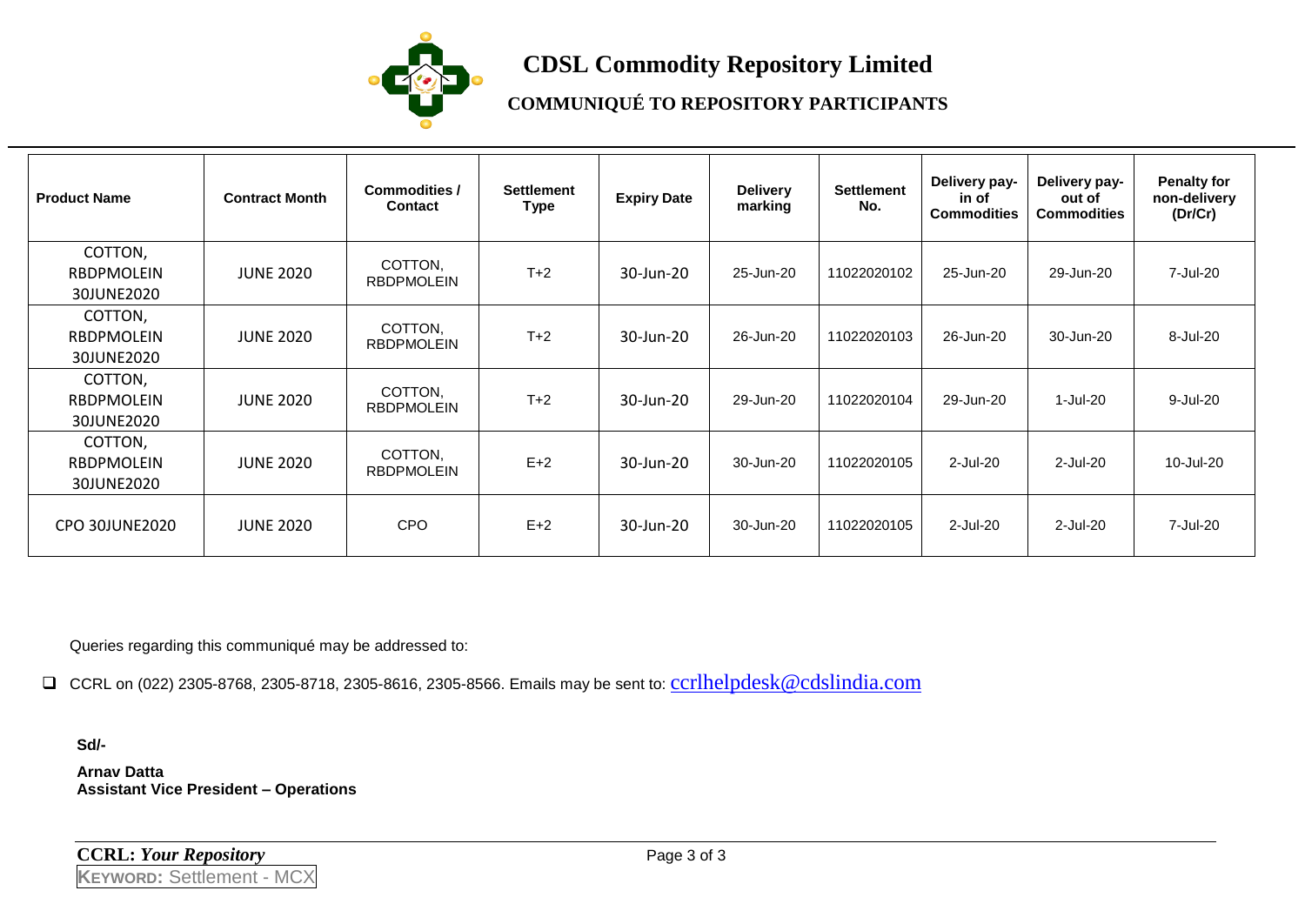# CDSL Commodity Repository Limited

## COMMUNIQUÉ TO REPOSITORY PARTICIPANTS

| Product Name | Contract Month | Commodities / Contact | Settlement Type | Expiry Date | Delivery marking | Settlement No. | Delivery pay-in of Commodities | Delivery pay-out of Commodities | Penalty for non-delivery (Dr/Cr) |
|---|---|---|---|---|---|---|---|---|---|
| COTTON, RBDPMOLEIN 30JUNE2020 | JUNE 2020 | COTTON, RBDPMOLEIN | T+2 | 30-Jun-20 | 25-Jun-20 | 11022020102 | 25-Jun-20 | 29-Jun-20 | 7-Jul-20 |
| COTTON, RBDPMOLEIN 30JUNE2020 | JUNE 2020 | COTTON, RBDPMOLEIN | T+2 | 30-Jun-20 | 26-Jun-20 | 11022020103 | 26-Jun-20 | 30-Jun-20 | 8-Jul-20 |
| COTTON, RBDPMOLEIN 30JUNE2020 | JUNE 2020 | COTTON, RBDPMOLEIN | T+2 | 30-Jun-20 | 29-Jun-20 | 11022020104 | 29-Jun-20 | 1-Jul-20 | 9-Jul-20 |
| COTTON, RBDPMOLEIN 30JUNE2020 | JUNE 2020 | COTTON, RBDPMOLEIN | E+2 | 30-Jun-20 | 30-Jun-20 | 11022020105 | 2-Jul-20 | 2-Jul-20 | 10-Jul-20 |
| CPO 30JUNE2020 | JUNE 2020 | CPO | E+2 | 30-Jun-20 | 30-Jun-20 | 11022020105 | 2-Jul-20 | 2-Jul-20 | 7-Jul-20 |

Queries regarding this communiqué may be addressed to:

- CCRL on (022) 2305-8768, 2305-8718, 2305-8616, 2305-8566. Emails may be sent to: ccrlhelpdesk@cdslindia.com

**Sd/-**

**Arnav Datta**
**Assistant Vice President – Operations**

**CCRL:** ***Your Repository***

**KEYWORD:** Settlement - MCX